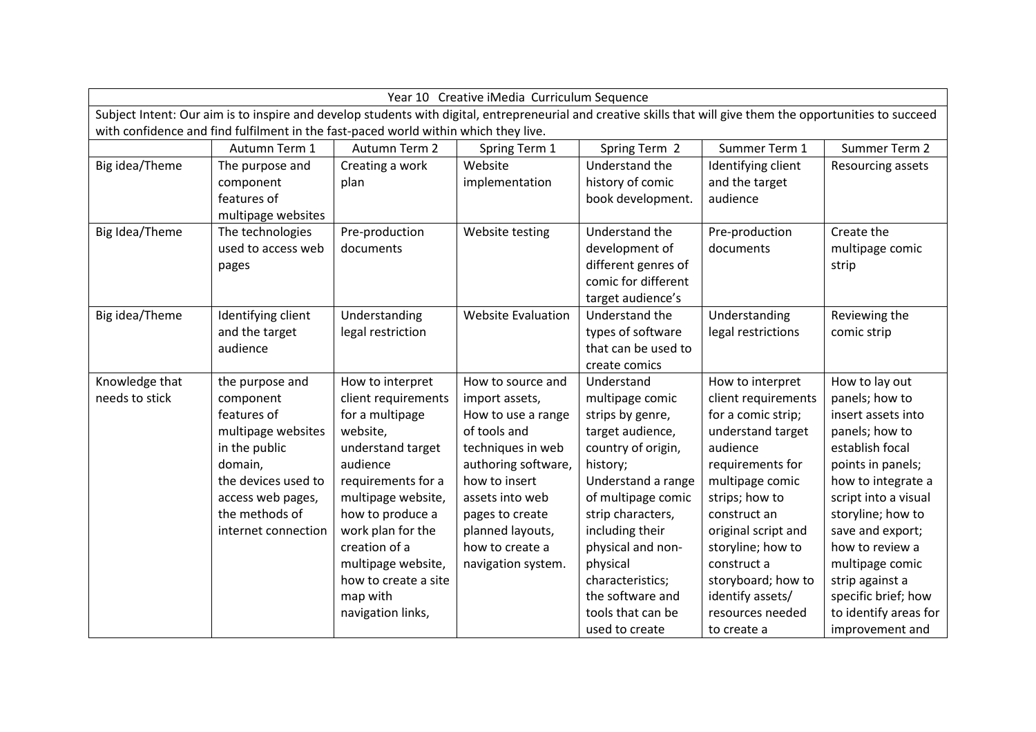| Year 10 Creative iMedia Curriculum Sequence | | | | | | |
|---|---|---|---|---|---|---|
| Subject Intent: Our aim is to inspire and develop students with digital, entrepreneurial and creative skills that will give them the opportunities to succeed with confidence and find fulfilment in the fast-paced world within which they live. | | | | | | |
| | Autumn Term 1 | Autumn Term 2 | Spring Term 1 | Spring Term 2 | Summer Term 1 | Summer Term 2 |
| Big idea/Theme | The purpose and component features of multipage websites | Creating a work plan | Website implementation | Understand the history of comic book development. | Identifying client and the target audience | Resourcing assets |
| Big Idea/Theme | The technologies used to access web pages | Pre-production documents | Website testing | Understand the development of different genres of comic for different target audience's | Pre-production documents | Create the multipage comic strip |
| Big idea/Theme | Identifying client and the target audience | Understanding legal restriction | Website Evaluation | Understand the types of software that can be used to create comics | Understanding legal restrictions | Reviewing the comic strip |
| Knowledge that needs to stick | the purpose and component features of multipage websites in the public domain, the devices used to access web pages, the methods of internet connection | How to interpret client requirements for a multipage website, understand target audience requirements for a multipage website, how to produce a work plan for the creation of a multipage website, how to create a site map with navigation links, | How to source and import assets, How to use a range of tools and techniques in web authoring software, how to insert assets into web pages to create planned layouts, how to create a navigation system. | Understand multipage comic strips by genre, target audience, country of origin, history; Understand a range of multipage comic strip characters, including their physical and non-physical characteristics; the software and tools that can be used to create | How to interpret client requirements for a comic strip; understand target audience requirements for multipage comic strips; how to construct an original script and storyline; how to construct a storyboard; how to identify assets/ resources needed to create a | How to lay out panels; how to insert assets into panels; how to establish focal points in panels; how to integrate a script into a visual storyline; how to save and export; how to review a multipage comic strip against a specific brief; how to identify areas for improvement and |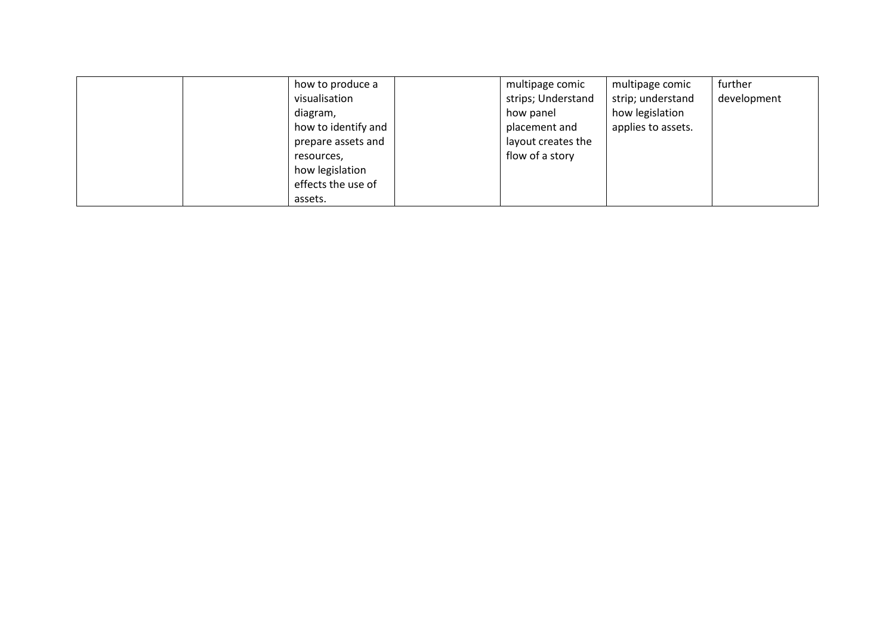| | | | | | | |
|---|---|---|---|---|---|---|
| | | how to produce a visualisation diagram, how to identify and prepare assets and resources, how legislation effects the use of assets. | | multipage comic strips; Understand how panel placement and layout creates the flow of a story | multipage comic strip; understand how legislation applies to assets. | further development |